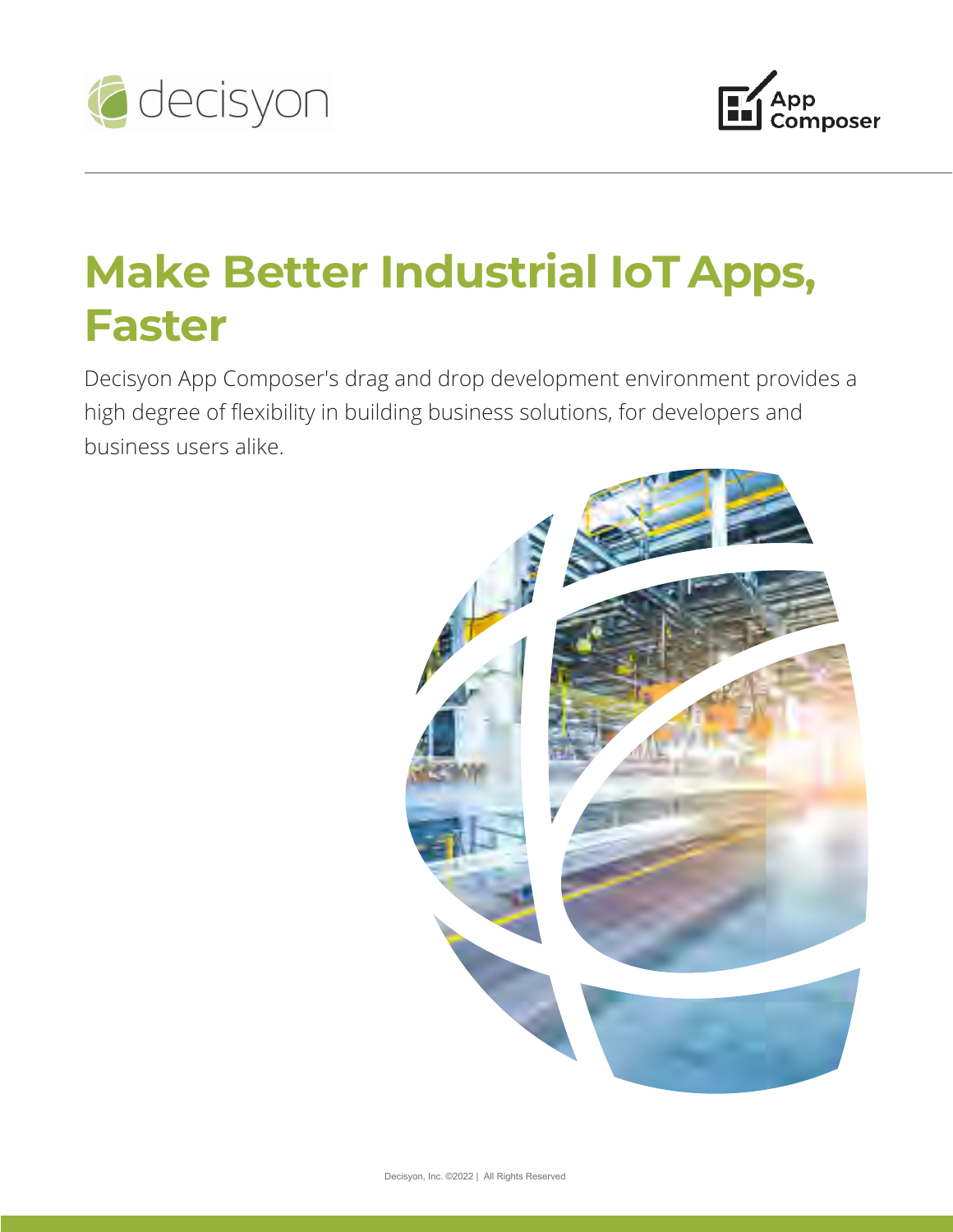# Make Better Industrial IoT Apps, Faster

Decisyon App Composer's drag and drop development environment provides a high degree of flexibility in building business solutions, for developers and business users alike.

Decisyon, Inc. ©2022 | All Rights Reserved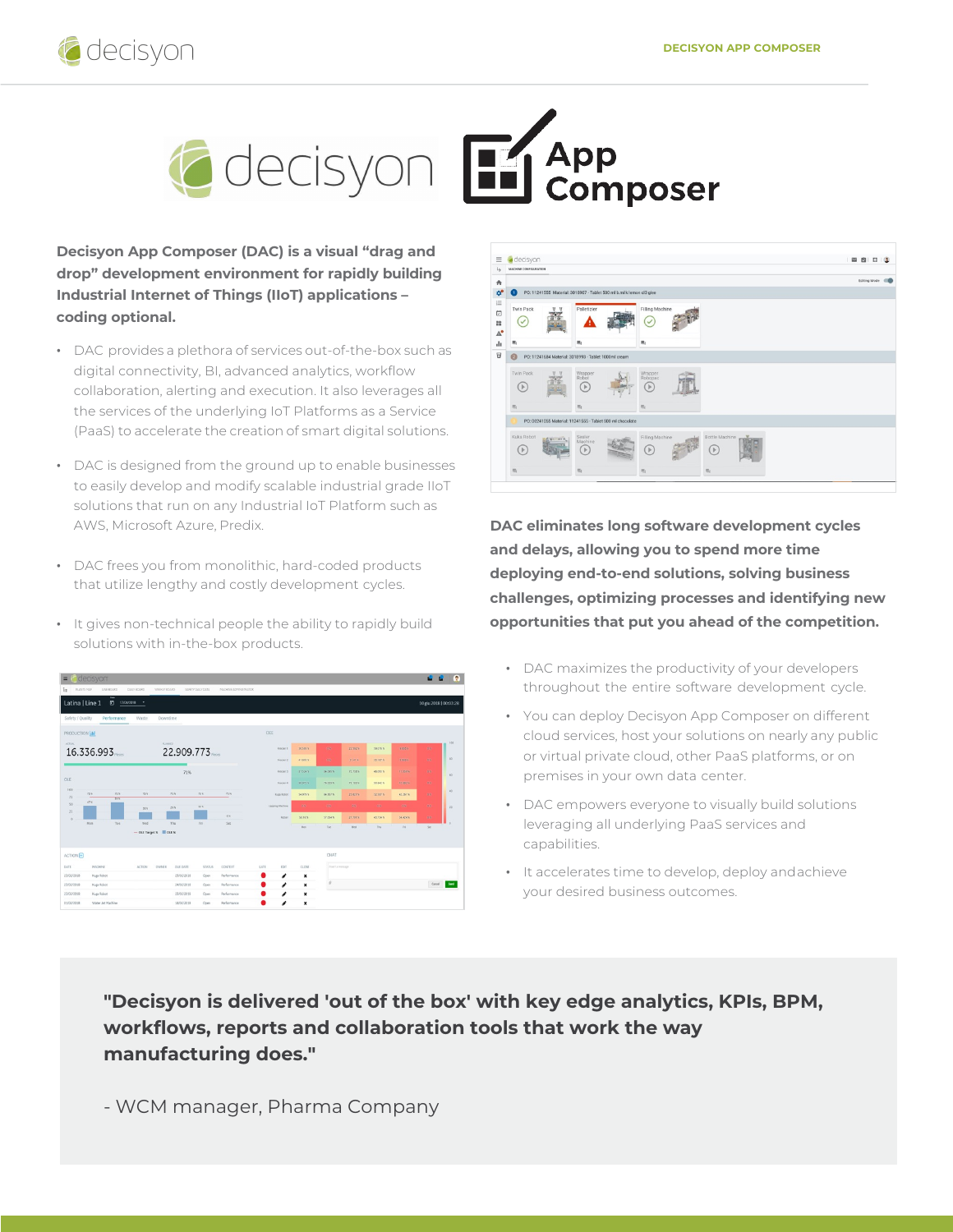**Decisyon App Composer (DAC) is a visual “drag and drop” development environment for rapidly building Industrial Internet of Things (IIoT) applications – coding optional.**

- DAC provides a plethora of services out-of-the-box such as digital connectivity, BI, advanced analytics, workflow collaboration, alerting and execution. It also leverages all the services of the underlying IoT Platforms as a Service (PaaS) to accelerate the creation of smart digital solutions.
- DAC is designed from the ground up to enable businesses to easily develop and modify scalable industrial grade IIoT solutions that run on any Industrial IoT Platform such as AWS, Microsoft Azure, Predix.
- DAC frees you from monolithic, hard-coded products that utilize lengthy and costly development cycles.
- It gives non-technical people the ability to rapidly build solutions with in-the-box products.

**DAC eliminates long software development cycles and delays, allowing you to spend more time deploying end-to-end solutions, solving business challenges, optimizing processes and identifying new opportunities that put you ahead of the competition.**

- DAC maximizes the productivity of your developers throughout the entire software development cycle.
- You can deploy Decisyon App Composer on different cloud services, host your solutions on nearly any public or virtual private cloud, other PaaS platforms, or on premises in your own data center.
- DAC empowers everyone to visually build solutions leveraging all underlying PaaS services and capabilities.
- It accelerates time to develop, deploy andachieve your desired business outcomes.

> **"Decisyon is delivered 'out of the box' with key edge analytics, KPIs, BPM, workflows, reports and collaboration tools that work the way manufacturing does."**
>
> \- WCM manager, Pharma Company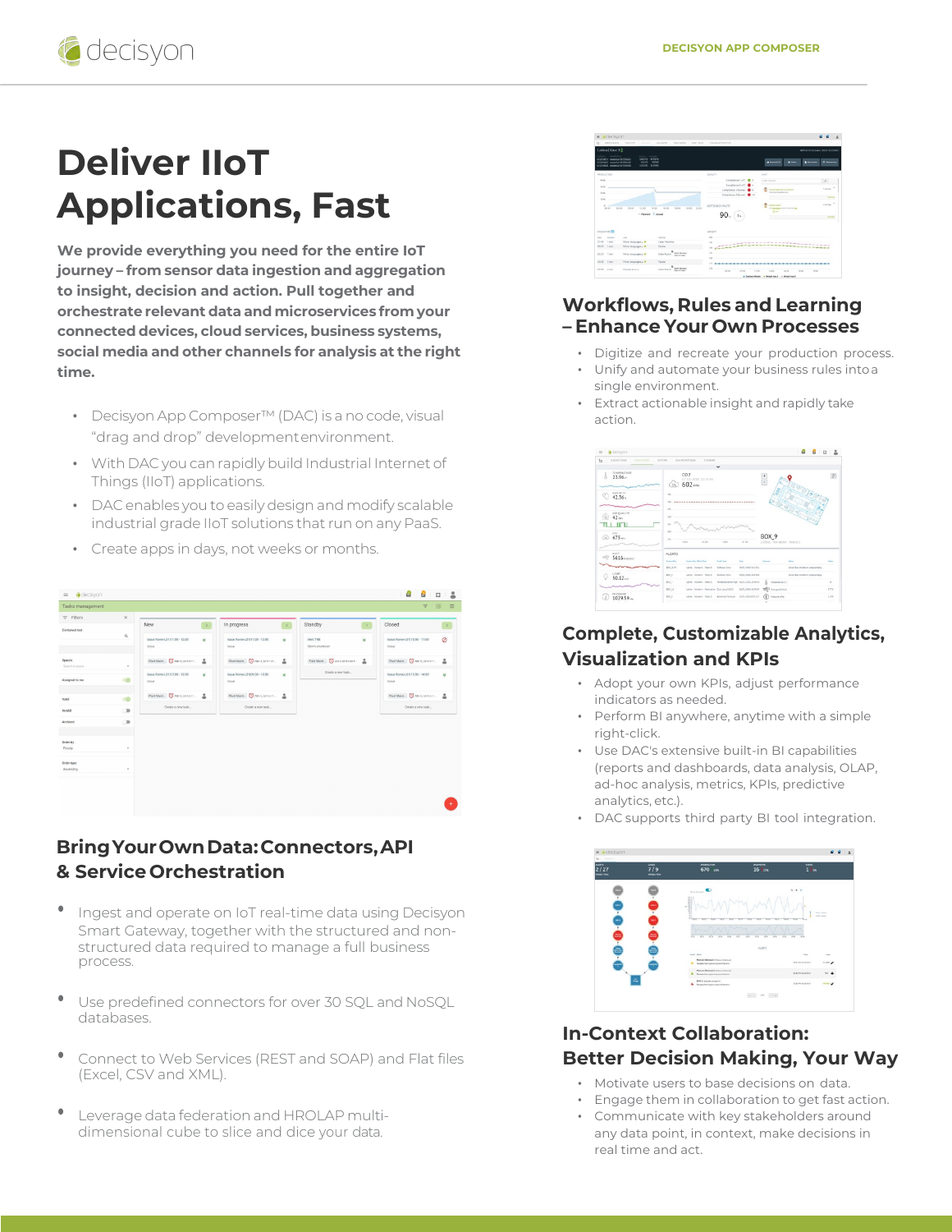# Deliver IIoT Applications, Fast

**We provide everything you need for the entire IoT journey – from sensor data ingestion and aggregation to insight, decision and action. Pull together and orchestrate relevant data and microservices from your connected devices, cloud services, business systems, social media and other channels for analysis at the right time.**

- Decisyon App Composer™ (DAC) is a no code, visual "drag and drop" development environment.
- With DAC you can rapidly build Industrial Internet of Things (IIoT) applications.
- DAC enables you to easily design and modify scalable industrial grade IIoT solutions that run on any PaaS.
- Create apps in days, not weeks or months.

## Bring Your Own Data: Connectors, API & Service Orchestration

- Ingest and operate on IoT real-time data using Decisyon Smart Gateway, together with the structured and non-structured data required to manage a full business process.
- Use predefined connectors for over 30 SQL and NoSQL databases.
- Connect to Web Services (REST and SOAP) and Flat files (Excel, CSV and XML).
- Leverage data federation and HROLAP multi-dimensional cube to slice and dice your data.

## Workflows, Rules and Learning – Enhance Your Own Processes

- Digitize and recreate your production process.
- Unify and automate your business rules into a single environment.
- Extract actionable insight and rapidly take action.

## Complete, Customizable Analytics, Visualization and KPIs

- Adopt your own KPIs, adjust performance indicators as needed.
- Perform BI anywhere, anytime with a simple right-click.
- Use DAC's extensive built-in BI capabilities (reports and dashboards, data analysis, OLAP, ad-hoc analysis, metrics, KPIs, predictive analytics, etc.).
- DAC supports third party BI tool integration.

## In-Context Collaboration: Better Decision Making, Your Way

- Motivate users to base decisions on data.
- Engage them in collaboration to get fast action.
- Communicate with key stakeholders around any data point, in context, make decisions in real time and act.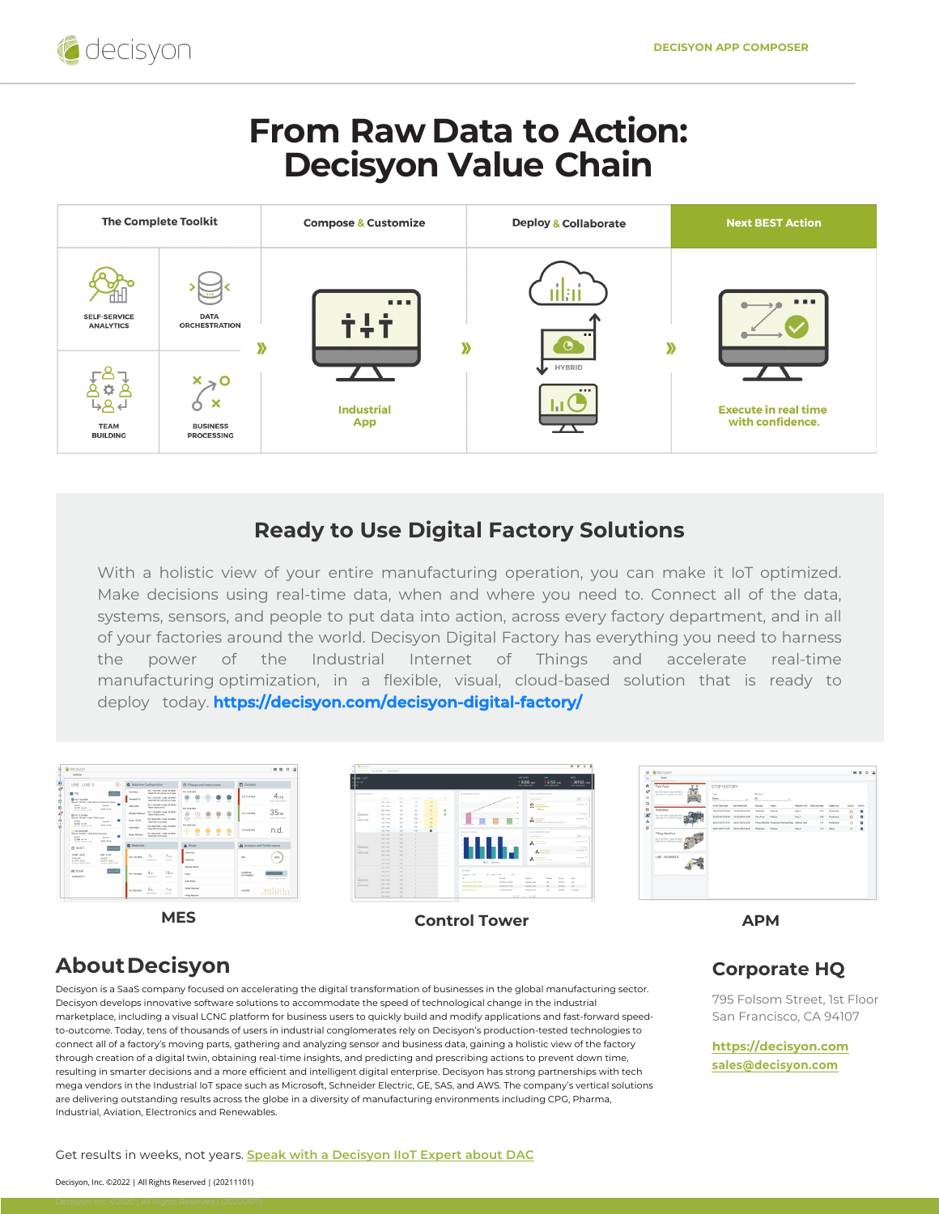# From Raw Data to Action: Decisyon Value Chain

| The Complete Toolkit | Compose & Customize | Deploy & Collaborate | Next BEST Action |
|---|---|---|---|
| SELF-SERVICE ANALYTICS, DATA ORCHESTRATION, TEAM BUILDING, BUSINESS PROCESSING | Industrial App | HYBRID | Execute in real time with confidence. |

## Ready to Use Digital Factory Solutions

With a holistic view of your entire manufacturing operation, you can make it IoT optimized. Make decisions using real-time data, when and where you need to. Connect all of the data, systems, sensors, and people to put data into action, across every factory department, and in all of your factories around the world. Decisyon Digital Factory has everything you need to harness the power of the Industrial Internet of Things and accelerate real-time manufacturing optimization, in a flexible, visual, cloud-based solution that is ready to deploy today. https://decisyon.com/decisyon-digital-factory/

MES

Control Tower

APM

## About Decisyon

Decisyon is a SaaS company focused on accelerating the digital transformation of businesses in the global manufacturing sector. Decisyon develops innovative software solutions to accommodate the speed of technological change in the industrial marketplace, including a visual LCNC platform for business users to quickly build and modify applications and fast-forward speed-to-outcome. Today, tens of thousands of users in industrial conglomerates rely on Decisyon's production-tested technologies to connect all of a factory's moving parts, gathering and analyzing sensor and business data, gaining a holistic view of the factory through creation of a digital twin, obtaining real-time insights, and predicting and prescribing actions to prevent down time, resulting in smarter decisions and a more efficient and intelligent digital enterprise. Decisyon has strong partnerships with tech mega vendors in the Industrial IoT space such as Microsoft, Schneider Electric, GE, SAS, and AWS. The company's vertical solutions are delivering outstanding results across the globe in a diversity of manufacturing environments including CPG, Pharma, Industrial, Aviation, Electronics and Renewables.

## Corporate HQ

795 Folsom Street, 1st Floor
San Francisco, CA 94107

https://decisyon.com
sales@decisyon.com

Get results in weeks, not years. Speak with a Decisyon IIoT Expert about DAC

Decisyon, Inc. ©2022 | All Rights Reserved | (20211101)